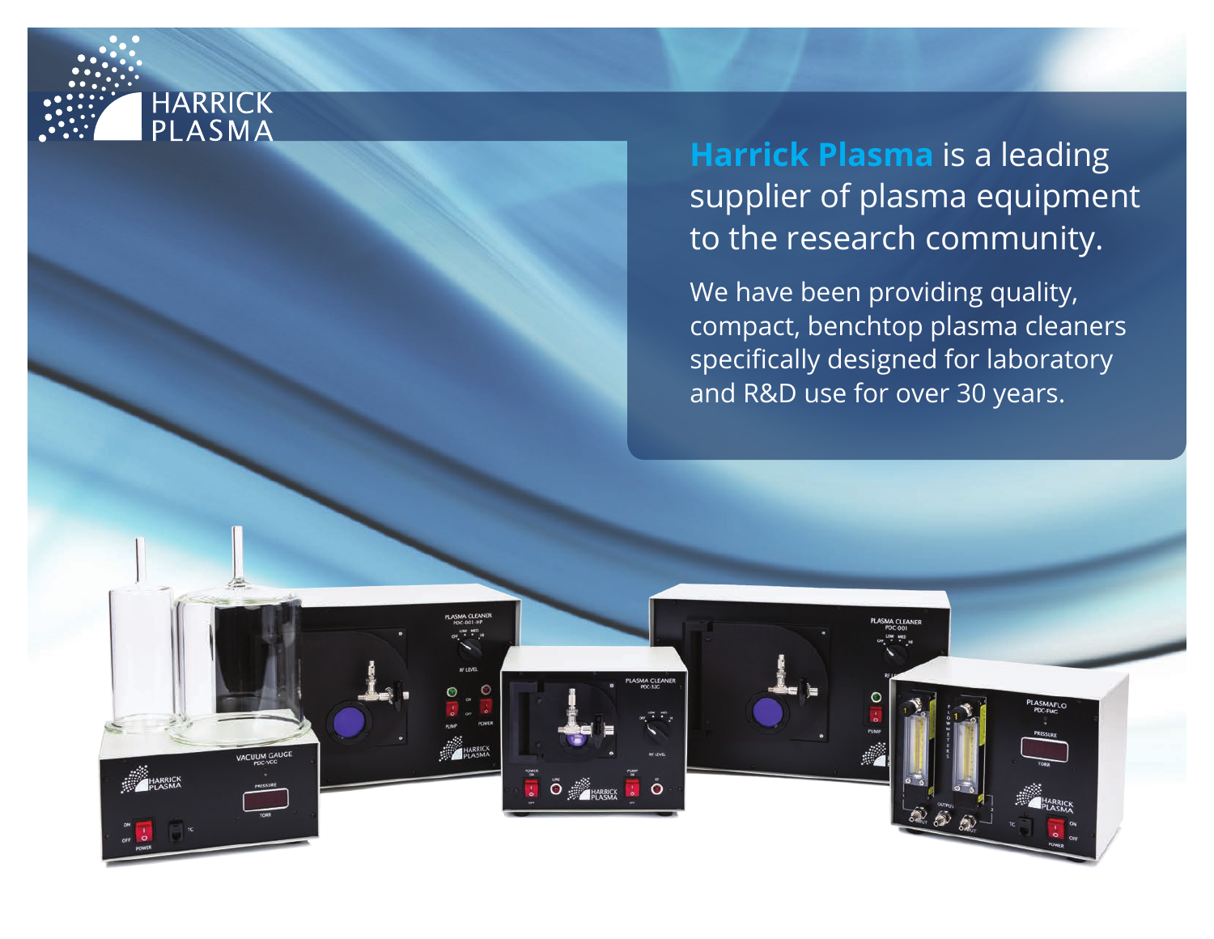HARRICK PLASMA

## **Harrick Plasma** is a leading supplier of plasma equipment to the research community.

We have been providing quality, compact, benchtop plasma cleaners specifically designed for laboratory and R&D use for over 30 years.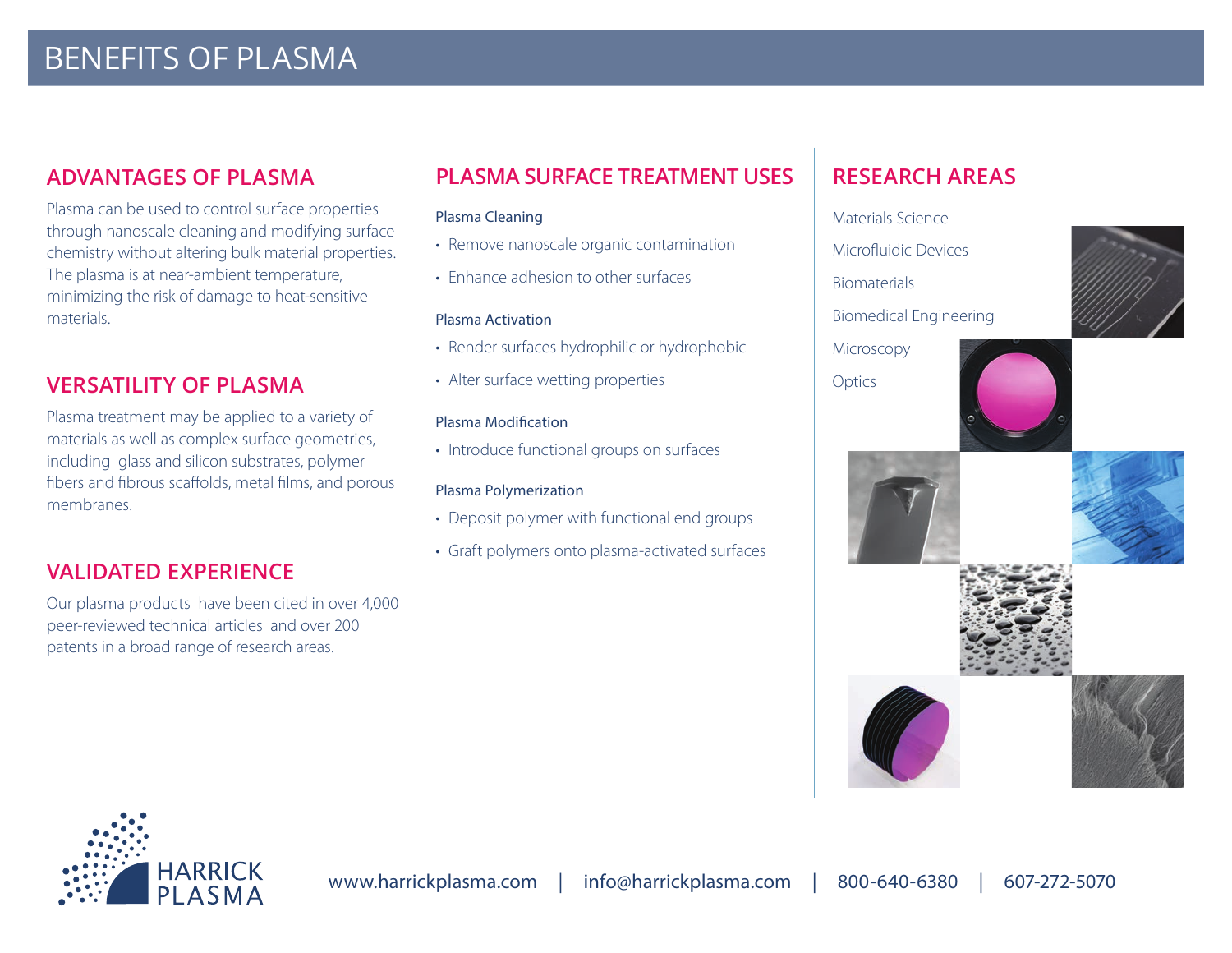# BENEFITS OF PLASMA

## ADVANTAGES OF PLASMA

Plasma can be used to control surface properties through nanoscale cleaning and modifying surface chemistry without altering bulk material properties. The plasma is at near-ambient temperature, minimizing the risk of damage to heat-sensitive materials.

## VERSATILITY OF PLASMA

Plasma treatment may be applied to a variety of materials as well as complex surface geometries, including glass and silicon substrates, polymer fibers and fibrous scaffolds, metal films, and porous membranes.

## VALIDATED EXPERIENCE

Our plasma products have been cited in over 4,000 peer-reviewed technical articles and over 200 patents in a broad range of research areas.

## PLASMA SURFACE TREATMENT USES

### Plasma Cleaning

- Remove nanoscale organic contamination
- Enhance adhesion to other surfaces

### Plasma Activation

- Render surfaces hydrophilic or hydrophobic
- Alter surface wetting properties

### Plasma Modification

- Introduce functional groups on surfaces

### Plasma Polymerization

- Deposit polymer with functional end groups
- Graft polymers onto plasma-activated surfaces

## RESEARCH AREAS

Materials Science

Microfluidic Devices

Biomaterials

Biomedical Engineering

Microscopy

Optics

HARRICK PLASMA

www.harrickplasma.com | info@harrickplasma.com | 800-640-6380 | 607-272-5070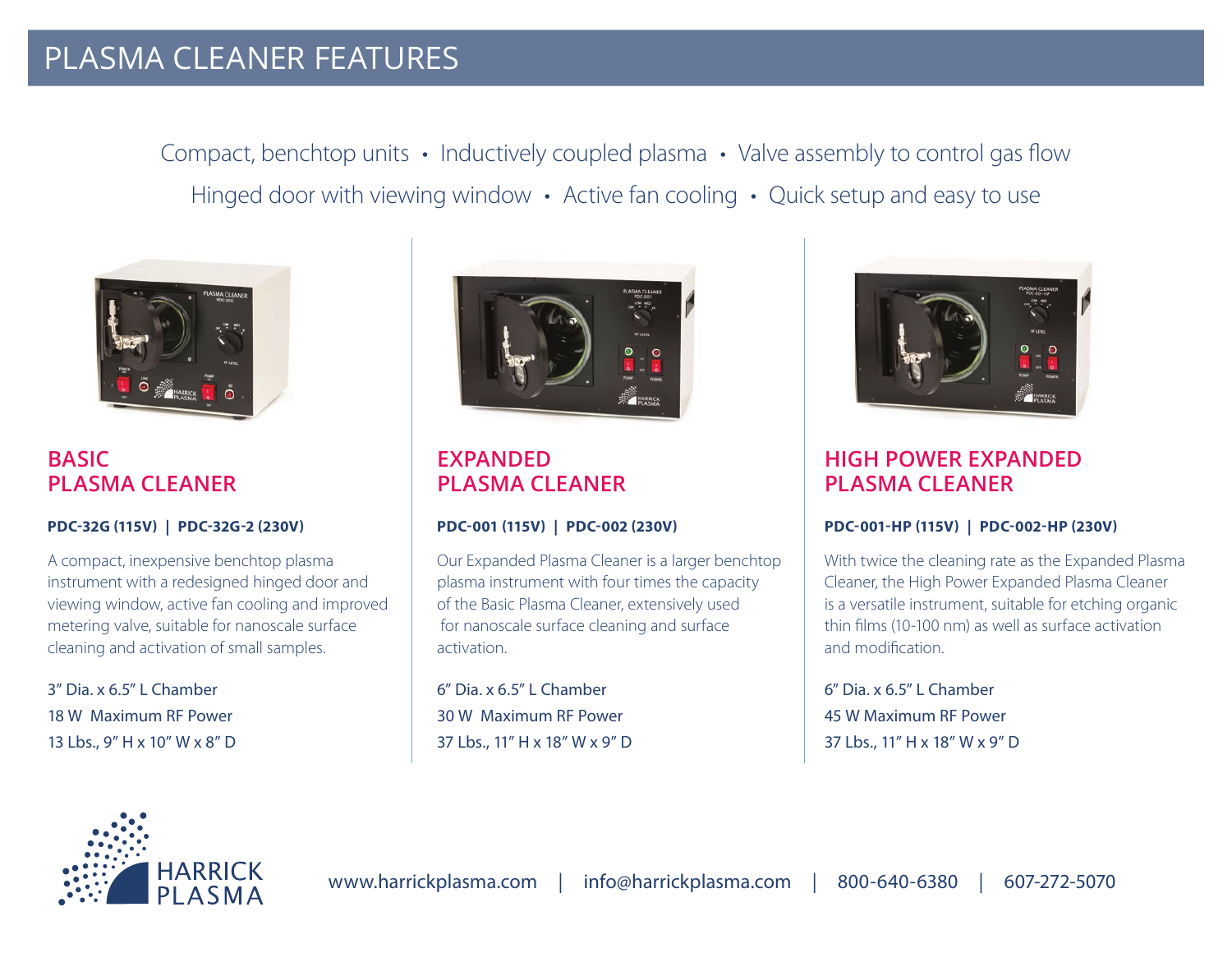# PLASMA CLEANER FEATURES

Compact, benchtop units • Inductively coupled plasma • Valve assembly to control gas flow
Hinged door with viewing window • Active fan cooling • Quick setup and easy to use

## BASIC PLASMA CLEANER

**PDC-32G (115V) | PDC-32G-2 (230V)**

A compact, inexpensive benchtop plasma instrument with a redesigned hinged door and viewing window, active fan cooling and improved metering valve, suitable for nanoscale surface cleaning and activation of small samples.

3″ Dia. x 6.5″ L Chamber
18 W Maximum RF Power
13 Lbs., 9″ H x 10″ W x 8″ D

## EXPANDED PLASMA CLEANER

**PDC-001 (115V) | PDC-002 (230V)**

Our Expanded Plasma Cleaner is a larger benchtop plasma instrument with four times the capacity of the Basic Plasma Cleaner, extensively used for nanoscale surface cleaning and surface activation.

6″ Dia. x 6.5″ L Chamber
30 W Maximum RF Power
37 Lbs., 11″ H x 18″ W x 9″ D

## HIGH POWER EXPANDED PLASMA CLEANER

**PDC-001-HP (115V) | PDC-002-HP (230V)**

With twice the cleaning rate as the Expanded Plasma Cleaner, the High Power Expanded Plasma Cleaner is a versatile instrument, suitable for etching organic thin films (10-100 nm) as well as surface activation and modification.

6″ Dia. x 6.5″ L Chamber
45 W Maximum RF Power
37 Lbs., 11″ H x 18″ W x 9″ D

HARRICK PLASMA

www.harrickplasma.com | info@harrickplasma.com | 800-640-6380 | 607-272-5070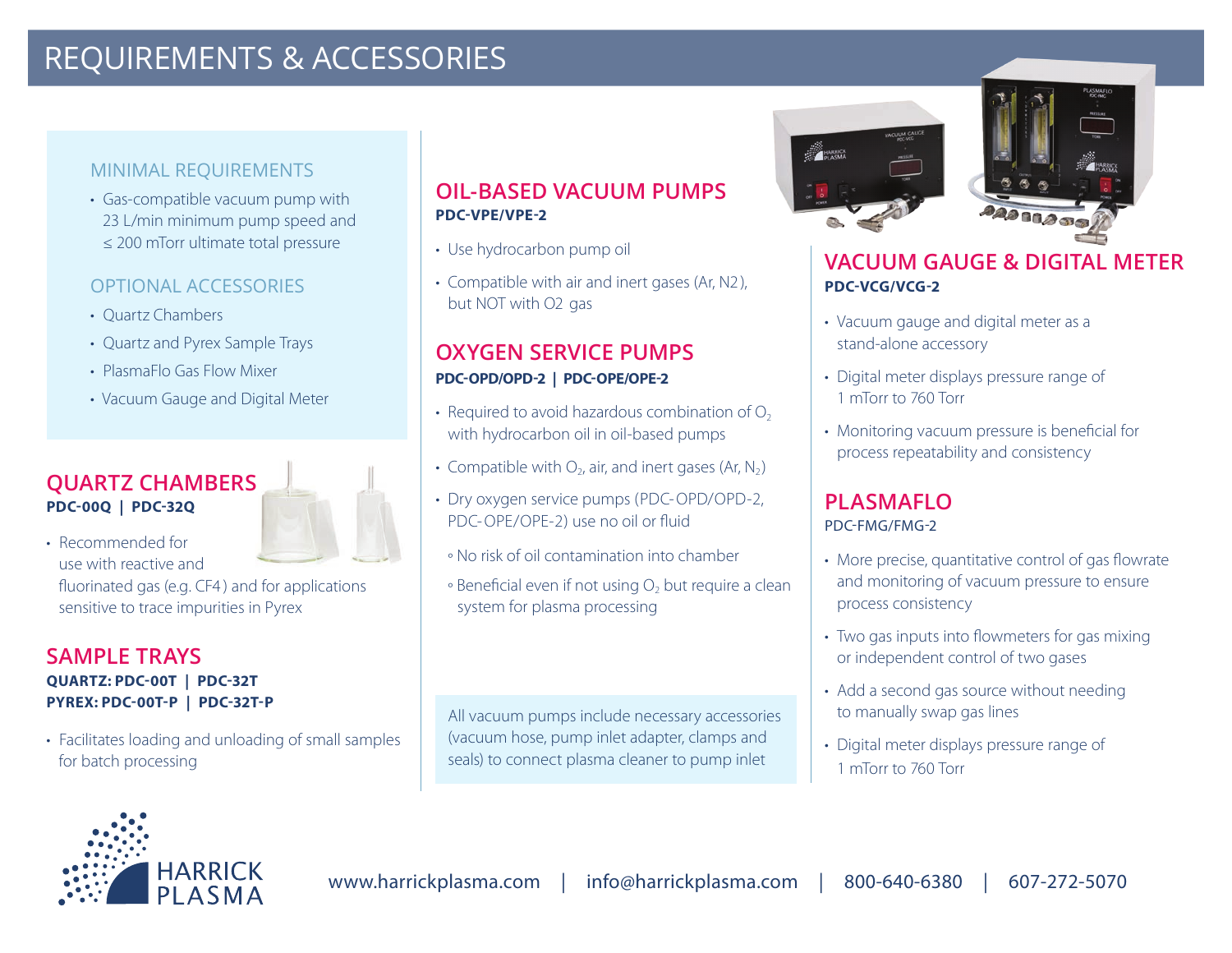# REQUIREMENTS & ACCESSORIES

### MINIMAL REQUIREMENTS

- Gas-compatible vacuum pump with 23 L/min minimum pump speed and ≤ 200 mTorr ultimate total pressure

### OPTIONAL ACCESSORIES

- Quartz Chambers
- Quartz and Pyrex Sample Trays
- PlasmaFlo Gas Flow Mixer
- Vacuum Gauge and Digital Meter

## QUARTZ CHAMBERS

**PDC-00Q | PDC-32Q**

- Recommended for use with reactive and fluorinated gas (e.g. $CF_4$) and for applications sensitive to trace impurities in Pyrex

## SAMPLE TRAYS

**QUARTZ: PDC-00T | PDC-32T**
**PYREX: PDC-00T-P | PDC-32T-P**

- Facilitates loading and unloading of small samples for batch processing

## OIL-BASED VACUUM PUMPS

**PDC-VPE/VPE-2**

- Use hydrocarbon pump oil
- Compatible with air and inert gases (Ar, $N_2$), but NOT with $O_2$ gas

## OXYGEN SERVICE PUMPS

**PDC-OPD/OPD-2 | PDC-OPE/OPE-2**

- Required to avoid hazardous combination of $O_2$ with hydrocarbon oil in oil-based pumps
- Compatible with $O_2$, air, and inert gases (Ar, $N_2$)
- Dry oxygen service pumps (PDC-OPD/OPD-2, PDC-OPE/OPE-2) use no oil or fluid
  - No risk of oil contamination into chamber
  - Beneficial even if not using $O_2$ but require a clean system for plasma processing

All vacuum pumps include necessary accessories (vacuum hose, pump inlet adapter, clamps and seals) to connect plasma cleaner to pump inlet

## VACUUM GAUGE & DIGITAL METER

**PDC-VCG/VCG-2**

- Vacuum gauge and digital meter as a stand-alone accessory
- Digital meter displays pressure range of 1 mTorr to 760 Torr
- Monitoring vacuum pressure is beneficial for process repeatability and consistency

## PLASMAFLO

PDC-FMG/FMG-2

- More precise, quantitative control of gas flowrate and monitoring of vacuum pressure to ensure process consistency
- Two gas inputs into flowmeters for gas mixing or independent control of two gases
- Add a second gas source without needing to manually swap gas lines
- Digital meter displays pressure range of 1 mTorr to 760 Torr

HARRICK PLASMA

www.harrickplasma.com | info@harrickplasma.com | 800-640-6380 | 607-272-5070